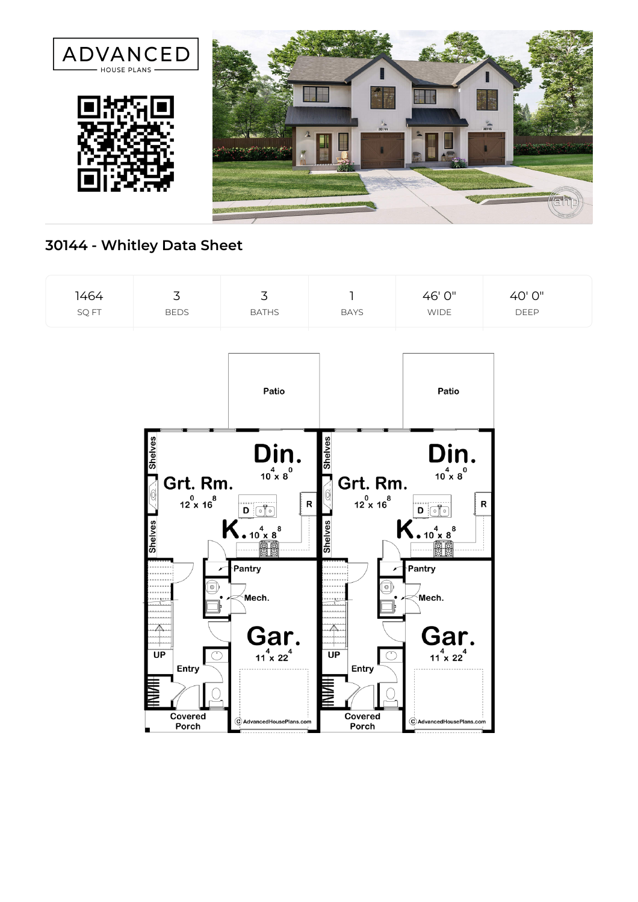ADVANCED HOUSE PLANS

## 30144 - Whitley Data Sheet

| 1464 | 3 | 3 | 1 | 46' 0" | 40' 0" |
|---|---|---|---|---|---|
| SQ FT | BEDS | BATHS | BAYS | WIDE | DEEP |

Patio

Din. $10^4 \times 8^0$

Grt. Rm. $12^0 \times 16^8$

K. $10^4 \times 8^8$

Pantry

Mech.

Gar. $11^4 \times 22^4$

Entry

Covered Porch

Shelves

UP

D

R

Patio

Din. $10^4 \times 8^0$

Grt. Rm. $12^0 \times 16^8$

K. $10^4 \times 8^8$

Pantry

Mech.

Gar. $11^4 \times 22^4$

Entry

Covered Porch

Shelves

UP

D

R

© AdvancedHousePlans.com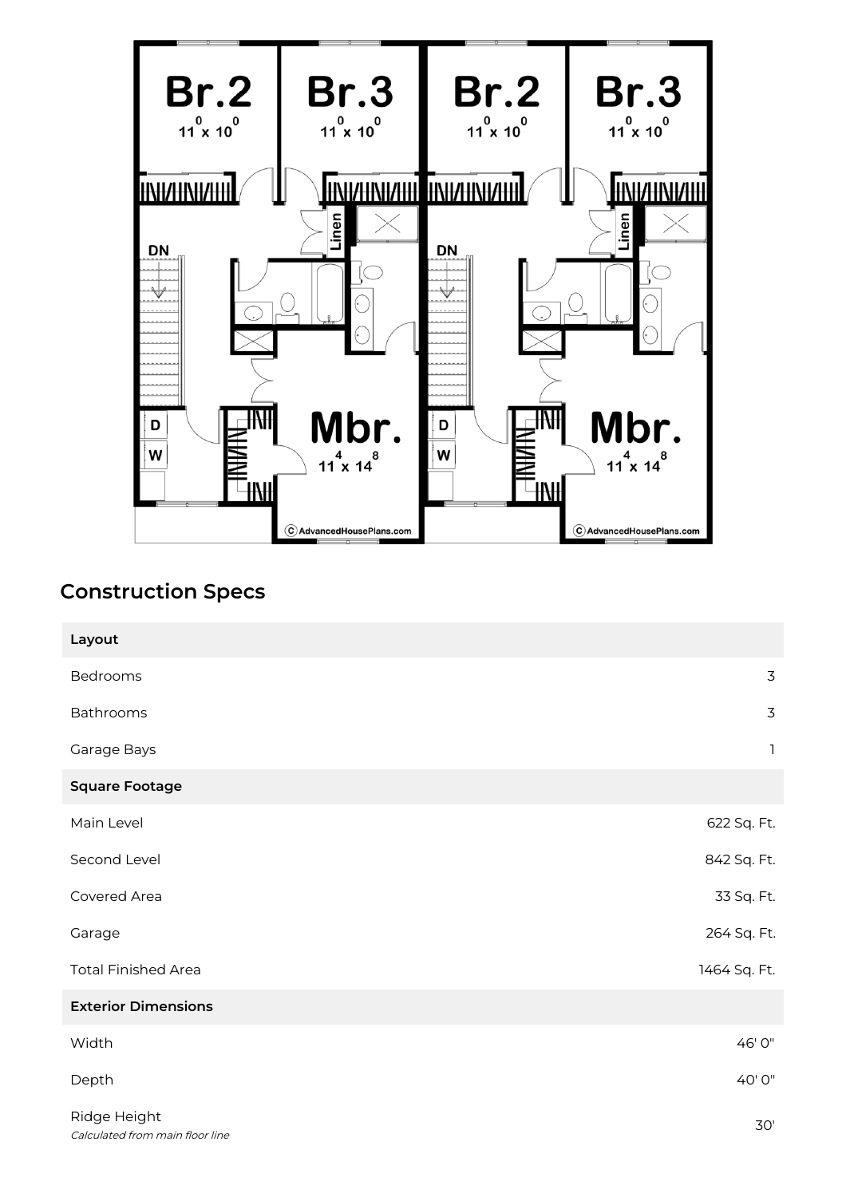## Construction Specs

| Layout | |
|---|---|
| Bedrooms | 3 |
| Bathrooms | 3 |
| Garage Bays | 1 |
| **Square Footage** | |
| Main Level | 622 Sq. Ft. |
| Second Level | 842 Sq. Ft. |
| Covered Area | 33 Sq. Ft. |
| Garage | 264 Sq. Ft. |
| Total Finished Area | 1464 Sq. Ft. |
| **Exterior Dimensions** | |
| Width | 46' 0" |
| Depth | 40' 0" |
| Ridge Height<br>*Calculated from main floor line* | 30' |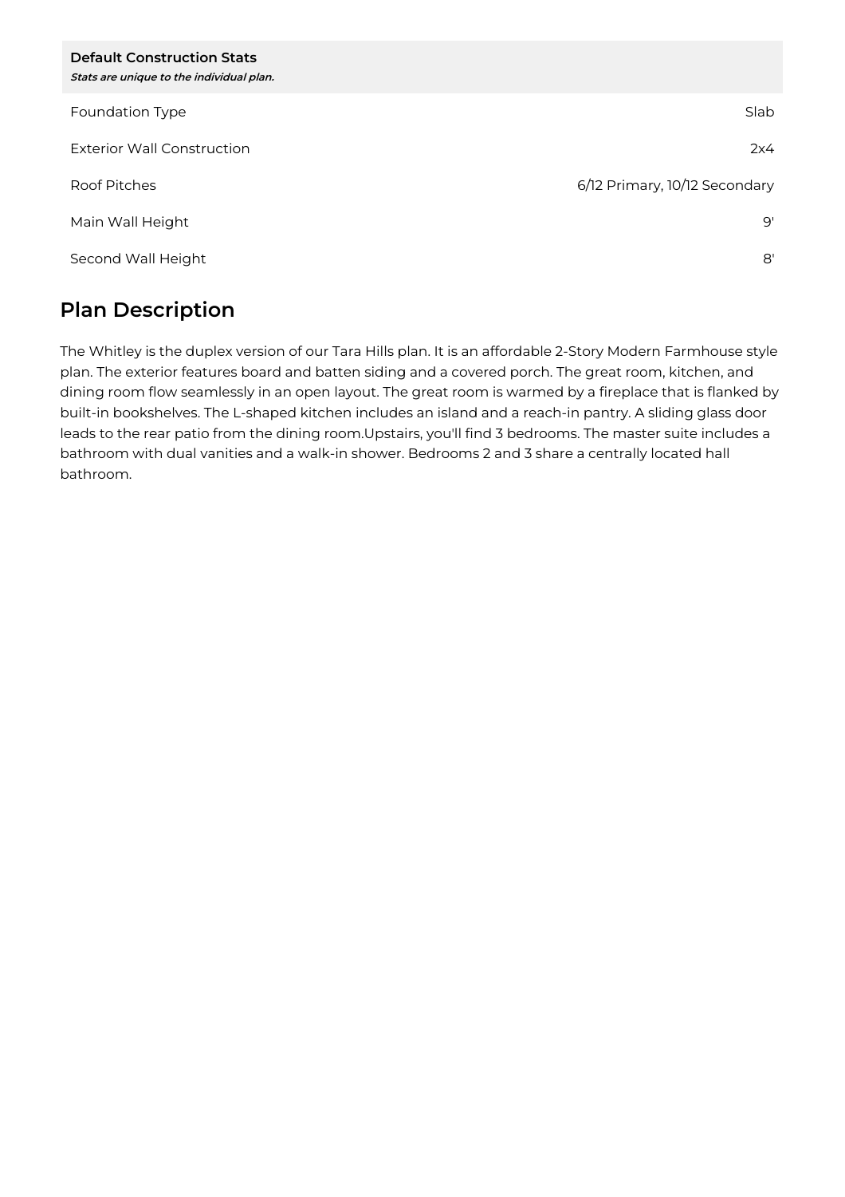| **Default Construction Stats**<br>***Stats are unique to the individual plan.*** | |
| --- | --- |
| Foundation Type | Slab |
| Exterior Wall Construction | 2x4 |
| Roof Pitches | 6/12 Primary, 10/12 Secondary |
| Main Wall Height | 9' |
| Second Wall Height | 8' |

## Plan Description

The Whitley is the duplex version of our Tara Hills plan. It is an affordable 2-Story Modern Farmhouse style plan. The exterior features board and batten siding and a covered porch. The great room, kitchen, and dining room flow seamlessly in an open layout. The great room is warmed by a fireplace that is flanked by built-in bookshelves. The L-shaped kitchen includes an island and a reach-in pantry. A sliding glass door leads to the rear patio from the dining room.Upstairs, you'll find 3 bedrooms. The master suite includes a bathroom with dual vanities and a walk-in shower. Bedrooms 2 and 3 share a centrally located hall bathroom.